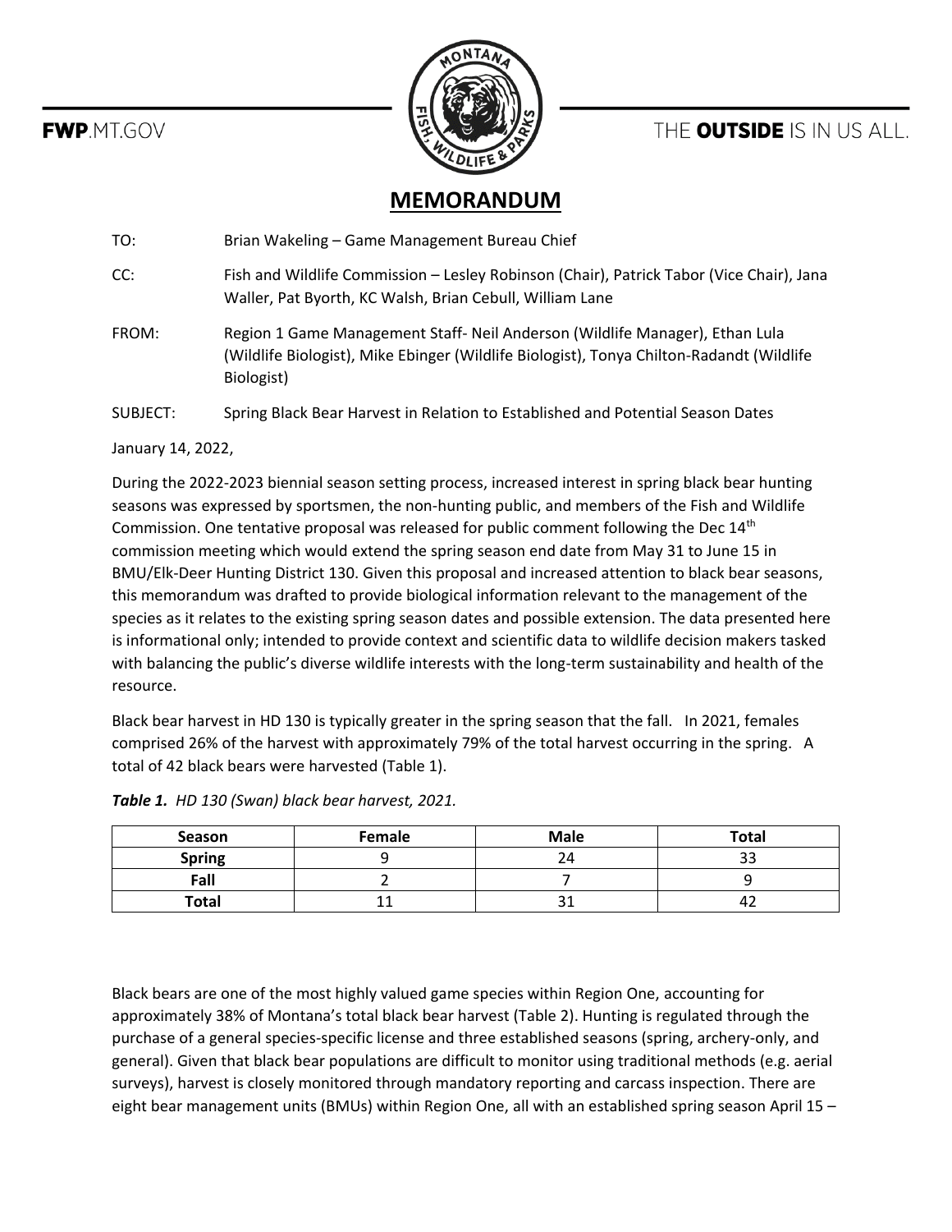FWP.MT.GOV

THE **OUTSIDE** IS IN US ALL.

# MEMORANDUM

TO: Brian Wakeling – Game Management Bureau Chief

CC: Fish and Wildlife Commission – Lesley Robinson (Chair), Patrick Tabor (Vice Chair), Jana Waller, Pat Byorth, KC Walsh, Brian Cebull, William Lane

FROM: Region 1 Game Management Staff- Neil Anderson (Wildlife Manager), Ethan Lula (Wildlife Biologist), Mike Ebinger (Wildlife Biologist), Tonya Chilton-Radandt (Wildlife Biologist)

SUBJECT: Spring Black Bear Harvest in Relation to Established and Potential Season Dates

January 14, 2022,

During the 2022-2023 biennial season setting process, increased interest in spring black bear hunting seasons was expressed by sportsmen, the non-hunting public, and members of the Fish and Wildlife Commission. One tentative proposal was released for public comment following the Dec 14th commission meeting which would extend the spring season end date from May 31 to June 15 in BMU/Elk-Deer Hunting District 130. Given this proposal and increased attention to black bear seasons, this memorandum was drafted to provide biological information relevant to the management of the species as it relates to the existing spring season dates and possible extension. The data presented here is informational only; intended to provide context and scientific data to wildlife decision makers tasked with balancing the public's diverse wildlife interests with the long-term sustainability and health of the resource.

Black bear harvest in HD 130 is typically greater in the spring season that the fall. In 2021, females comprised 26% of the harvest with approximately 79% of the total harvest occurring in the spring. A total of 42 black bears were harvested (Table 1).

***Table 1.*** *HD 130 (Swan) black bear harvest, 2021.*

| Season | Female | Male | Total |
|---|---|---|---|
| **Spring** | 9 | 24 | 33 |
| **Fall** | 2 | 7 | 9 |
| **Total** | 11 | 31 | 42 |

Black bears are one of the most highly valued game species within Region One, accounting for approximately 38% of Montana's total black bear harvest (Table 2). Hunting is regulated through the purchase of a general species-specific license and three established seasons (spring, archery-only, and general). Given that black bear populations are difficult to monitor using traditional methods (e.g. aerial surveys), harvest is closely monitored through mandatory reporting and carcass inspection. There are eight bear management units (BMUs) within Region One, all with an established spring season April 15 –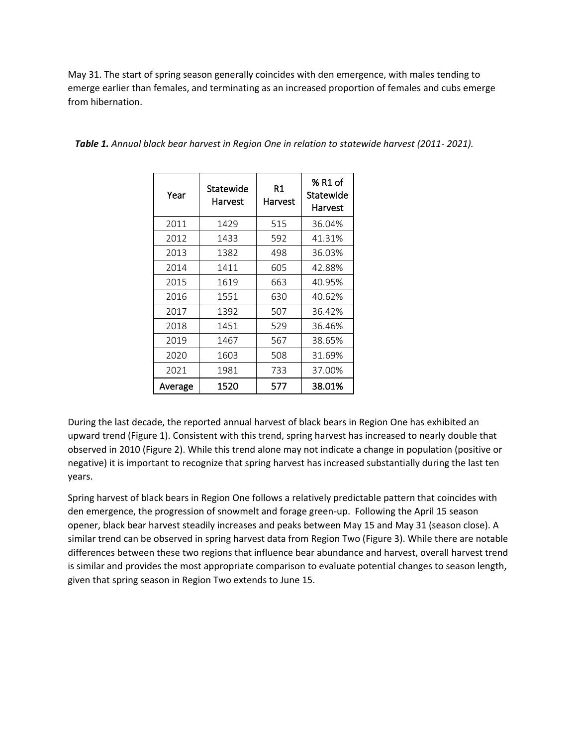May 31. The start of spring season generally coincides with den emergence, with males tending to emerge earlier than females, and terminating as an increased proportion of females and cubs emerge from hibernation.

***Table 1.*** *Annual black bear harvest in Region One in relation to statewide harvest (2011- 2021).*

| Year | Statewide Harvest | R1 Harvest | % R1 of Statewide Harvest |
|---|---|---|---|
| 2011 | 1429 | 515 | 36.04% |
| 2012 | 1433 | 592 | 41.31% |
| 2013 | 1382 | 498 | 36.03% |
| 2014 | 1411 | 605 | 42.88% |
| 2015 | 1619 | 663 | 40.95% |
| 2016 | 1551 | 630 | 40.62% |
| 2017 | 1392 | 507 | 36.42% |
| 2018 | 1451 | 529 | 36.46% |
| 2019 | 1467 | 567 | 38.65% |
| 2020 | 1603 | 508 | 31.69% |
| 2021 | 1981 | 733 | 37.00% |
| **Average** | **1520** | **577** | **38.01%** |

During the last decade, the reported annual harvest of black bears in Region One has exhibited an upward trend (Figure 1). Consistent with this trend, spring harvest has increased to nearly double that observed in 2010 (Figure 2). While this trend alone may not indicate a change in population (positive or negative) it is important to recognize that spring harvest has increased substantially during the last ten years.

Spring harvest of black bears in Region One follows a relatively predictable pattern that coincides with den emergence, the progression of snowmelt and forage green-up. Following the April 15 season opener, black bear harvest steadily increases and peaks between May 15 and May 31 (season close). A similar trend can be observed in spring harvest data from Region Two (Figure 3). While there are notable differences between these two regions that influence bear abundance and harvest, overall harvest trend is similar and provides the most appropriate comparison to evaluate potential changes to season length, given that spring season in Region Two extends to June 15.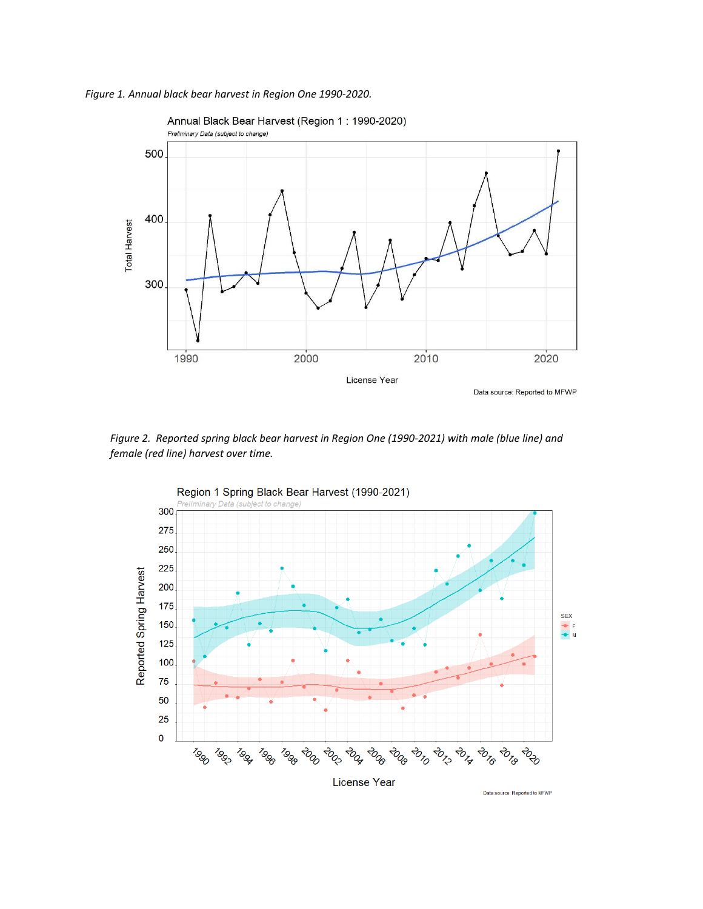*Figure 1. Annual black bear harvest in Region One 1990-2020.*

*Figure 2. Reported spring black bear harvest in Region One (1990-2021) with male (blue line) and female (red line) harvest over time.*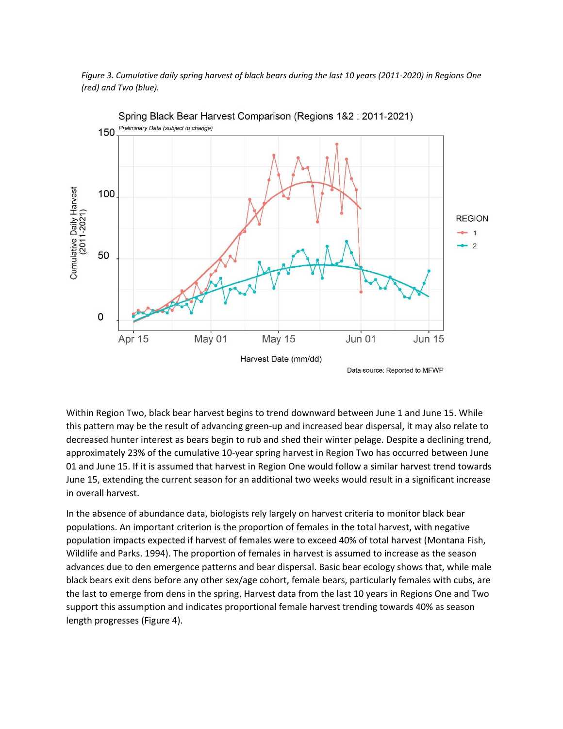*Figure 3. Cumulative daily spring harvest of black bears during the last 10 years (2011-2020) in Regions One (red) and Two (blue).*

Within Region Two, black bear harvest begins to trend downward between June 1 and June 15. While this pattern may be the result of advancing green-up and increased bear dispersal, it may also relate to decreased hunter interest as bears begin to rub and shed their winter pelage. Despite a declining trend, approximately 23% of the cumulative 10-year spring harvest in Region Two has occurred between June 01 and June 15. If it is assumed that harvest in Region One would follow a similar harvest trend towards June 15, extending the current season for an additional two weeks would result in a significant increase in overall harvest.

In the absence of abundance data, biologists rely largely on harvest criteria to monitor black bear populations. An important criterion is the proportion of females in the total harvest, with negative population impacts expected if harvest of females were to exceed 40% of total harvest (Montana Fish, Wildlife and Parks. 1994). The proportion of females in harvest is assumed to increase as the season advances due to den emergence patterns and bear dispersal. Basic bear ecology shows that, while male black bears exit dens before any other sex/age cohort, female bears, particularly females with cubs, are the last to emerge from dens in the spring. Harvest data from the last 10 years in Regions One and Two support this assumption and indicates proportional female harvest trending towards 40% as season length progresses (Figure 4).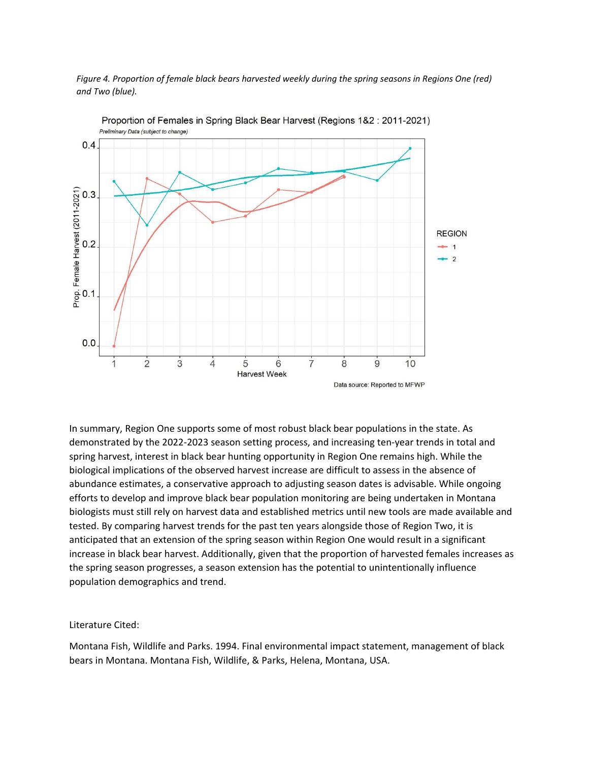*Figure 4. Proportion of female black bears harvested weekly during the spring seasons in Regions One (red) and Two (blue).*

Proportion of Females in Spring Black Bear Harvest (Regions 1&2 : 2011-2021)

*Preliminary Data (subject to change)*

Prop. Female Harvest (2011-2021)

0.4
0.3
0.2
0.1
0.0

1
2
3
4
5
6
7
8
9
10

Harvest Week

REGION
1
2

Data source: Reported to MFWP

In summary, Region One supports some of most robust black bear populations in the state. As demonstrated by the 2022-2023 season setting process, and increasing ten-year trends in total and spring harvest, interest in black bear hunting opportunity in Region One remains high. While the biological implications of the observed harvest increase are difficult to assess in the absence of abundance estimates, a conservative approach to adjusting season dates is advisable. While ongoing efforts to develop and improve black bear population monitoring are being undertaken in Montana biologists must still rely on harvest data and established metrics until new tools are made available and tested. By comparing harvest trends for the past ten years alongside those of Region Two, it is anticipated that an extension of the spring season within Region One would result in a significant increase in black bear harvest. Additionally, given that the proportion of harvested females increases as the spring season progresses, a season extension has the potential to unintentionally influence population demographics and trend.

Literature Cited:

Montana Fish, Wildlife and Parks. 1994. Final environmental impact statement, management of black bears in Montana. Montana Fish, Wildlife, & Parks, Helena, Montana, USA.